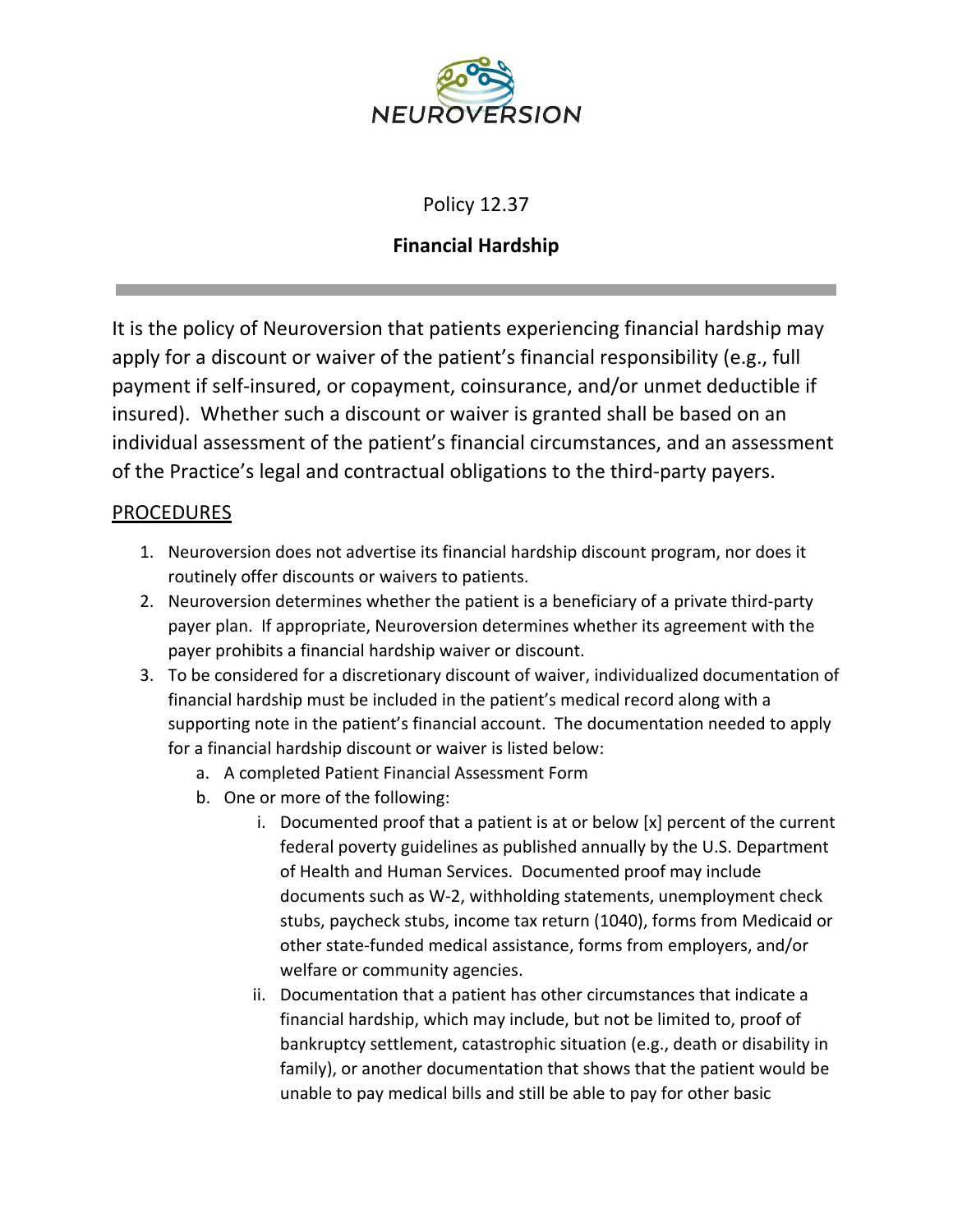NEUROVERSION

Policy 12.37

**Financial Hardship**

---

It is the policy of Neuroversion that patients experiencing financial hardship may apply for a discount or waiver of the patient's financial responsibility (e.g., full payment if self-insured, or copayment, coinsurance, and/or unmet deductible if insured). Whether such a discount or waiver is granted shall be based on an individual assessment of the patient's financial circumstances, and an assessment of the Practice's legal and contractual obligations to the third-party payers.

## PROCEDURES

1. Neuroversion does not advertise its financial hardship discount program, nor does it routinely offer discounts or waivers to patients.
2. Neuroversion determines whether the patient is a beneficiary of a private third-party payer plan. If appropriate, Neuroversion determines whether its agreement with the payer prohibits a financial hardship waiver or discount.
3. To be considered for a discretionary discount of waiver, individualized documentation of financial hardship must be included in the patient's medical record along with a supporting note in the patient's financial account. The documentation needed to apply for a financial hardship discount or waiver is listed below:
    a. A completed Patient Financial Assessment Form
    b. One or more of the following:
        i. Documented proof that a patient is at or below [x] percent of the current federal poverty guidelines as published annually by the U.S. Department of Health and Human Services. Documented proof may include documents such as W-2, withholding statements, unemployment check stubs, paycheck stubs, income tax return (1040), forms from Medicaid or other state-funded medical assistance, forms from employers, and/or welfare or community agencies.
        ii. Documentation that a patient has other circumstances that indicate a financial hardship, which may include, but not be limited to, proof of bankruptcy settlement, catastrophic situation (e.g., death or disability in family), or another documentation that shows that the patient would be unable to pay medical bills and still be able to pay for other basic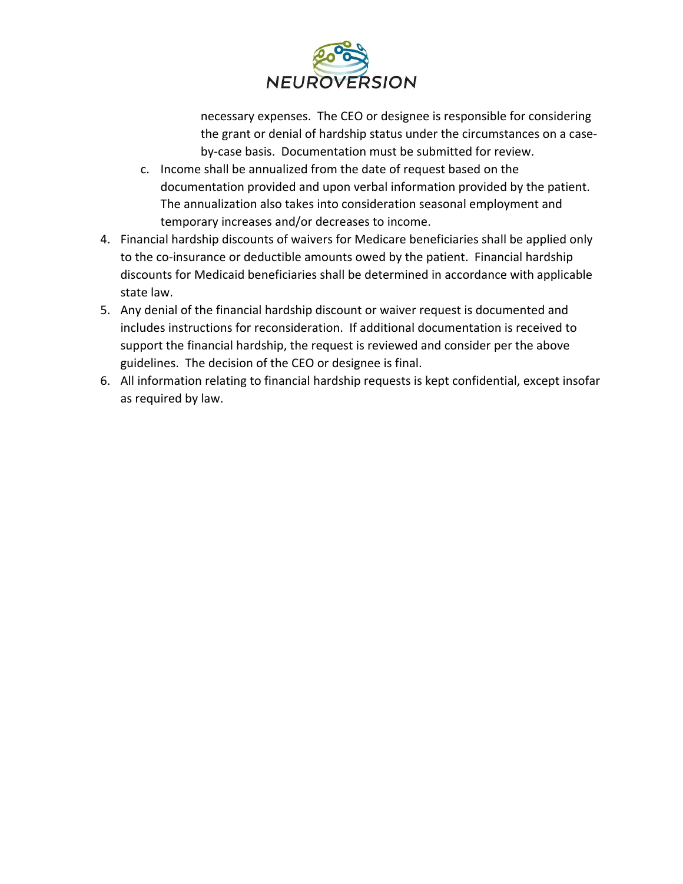necessary expenses. The CEO or designee is responsible for considering the grant or denial of hardship status under the circumstances on a case-by-case basis. Documentation must be submitted for review.

   c. Income shall be annualized from the date of request based on the documentation provided and upon verbal information provided by the patient. The annualization also takes into consideration seasonal employment and temporary increases and/or decreases to income.

4. Financial hardship discounts of waivers for Medicare beneficiaries shall be applied only to the co-insurance or deductible amounts owed by the patient. Financial hardship discounts for Medicaid beneficiaries shall be determined in accordance with applicable state law.
5. Any denial of the financial hardship discount or waiver request is documented and includes instructions for reconsideration. If additional documentation is received to support the financial hardship, the request is reviewed and consider per the above guidelines. The decision of the CEO or designee is final.
6. All information relating to financial hardship requests is kept confidential, except insofar as required by law.